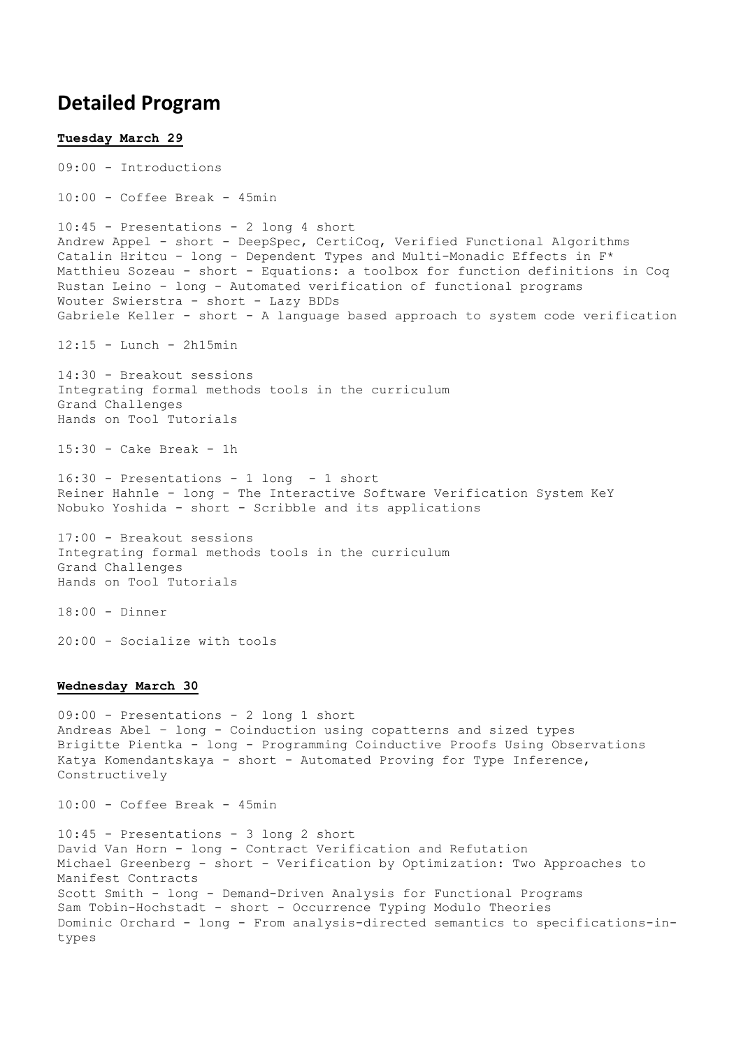# Detailed Program

**Tuesday March 29**

09:00 - Introductions

10:00 - Coffee Break - 45min

10:45 - Presentations - 2 long 4 short
Andrew Appel - short - DeepSpec, CertiCoq, Verified Functional Algorithms
Catalin Hritcu - long - Dependent Types and Multi-Monadic Effects in F*
Matthieu Sozeau - short - Equations: a toolbox for function definitions in Coq
Rustan Leino - long - Automated verification of functional programs
Wouter Swierstra - short - Lazy BDDs
Gabriele Keller - short - A language based approach to system code verification

12:15 - Lunch - 2h15min

14:30 - Breakout sessions
Integrating formal methods tools in the curriculum
Grand Challenges
Hands on Tool Tutorials

15:30 - Cake Break - 1h

16:30 - Presentations - 1 long - 1 short
Reiner Hahnle - long - The Interactive Software Verification System KeY
Nobuko Yoshida - short - Scribble and its applications

17:00 - Breakout sessions
Integrating formal methods tools in the curriculum
Grand Challenges
Hands on Tool Tutorials

18:00 - Dinner

20:00 - Socialize with tools

**Wednesday March 30**

09:00 - Presentations - 2 long 1 short
Andreas Abel – long - Coinduction using copatterns and sized types
Brigitte Pientka - long - Programming Coinductive Proofs Using Observations
Katya Komendantskaya - short - Automated Proving for Type Inference, Constructively

10:00 - Coffee Break - 45min

10:45 - Presentations - 3 long 2 short
David Van Horn - long - Contract Verification and Refutation
Michael Greenberg - short - Verification by Optimization: Two Approaches to Manifest Contracts
Scott Smith - long - Demand-Driven Analysis for Functional Programs
Sam Tobin-Hochstadt - short - Occurrence Typing Modulo Theories
Dominic Orchard - long - From analysis-directed semantics to specifications-in-types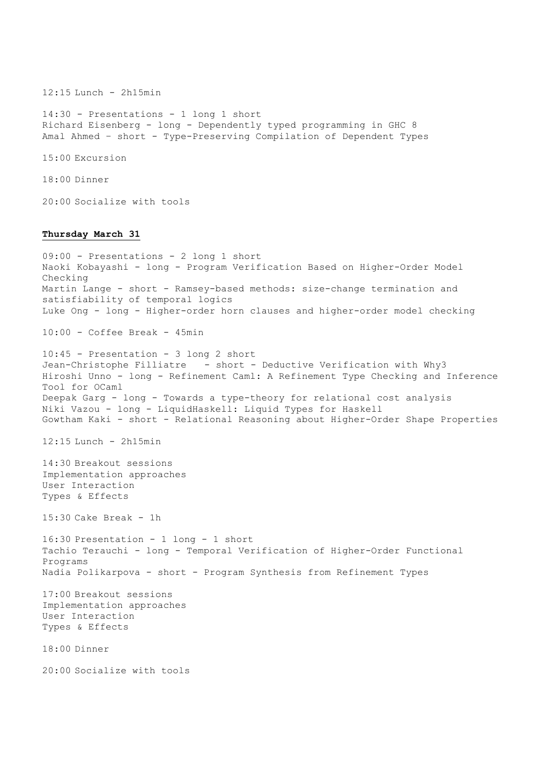12:15 Lunch - 2h15min

14:30 - Presentations - 1 long 1 short
Richard Eisenberg - long - Dependently typed programming in GHC 8
Amal Ahmed – short - Type-Preserving Compilation of Dependent Types

15:00 Excursion

18:00 Dinner

20:00 Socialize with tools

**Thursday March 31**

09:00 - Presentations - 2 long 1 short
Naoki Kobayashi - long - Program Verification Based on Higher-Order Model Checking
Martin Lange - short - Ramsey-based methods: size-change termination and satisfiability of temporal logics
Luke Ong - long - Higher-order horn clauses and higher-order model checking

10:00 - Coffee Break - 45min

10:45 - Presentation - 3 long 2 short
Jean-Christophe Filliatre - short - Deductive Verification with Why3
Hiroshi Unno - long - Refinement Caml: A Refinement Type Checking and Inference Tool for OCaml
Deepak Garg - long - Towards a type-theory for relational cost analysis
Niki Vazou - long - LiquidHaskell: Liquid Types for Haskell
Gowtham Kaki - short - Relational Reasoning about Higher-Order Shape Properties

12:15 Lunch - 2h15min

14:30 Breakout sessions
Implementation approaches
User Interaction
Types & Effects

15:30 Cake Break - 1h

16:30 Presentation - 1 long - 1 short
Tachio Terauchi - long - Temporal Verification of Higher-Order Functional Programs
Nadia Polikarpova - short - Program Synthesis from Refinement Types

17:00 Breakout sessions
Implementation approaches
User Interaction
Types & Effects

18:00 Dinner

20:00 Socialize with tools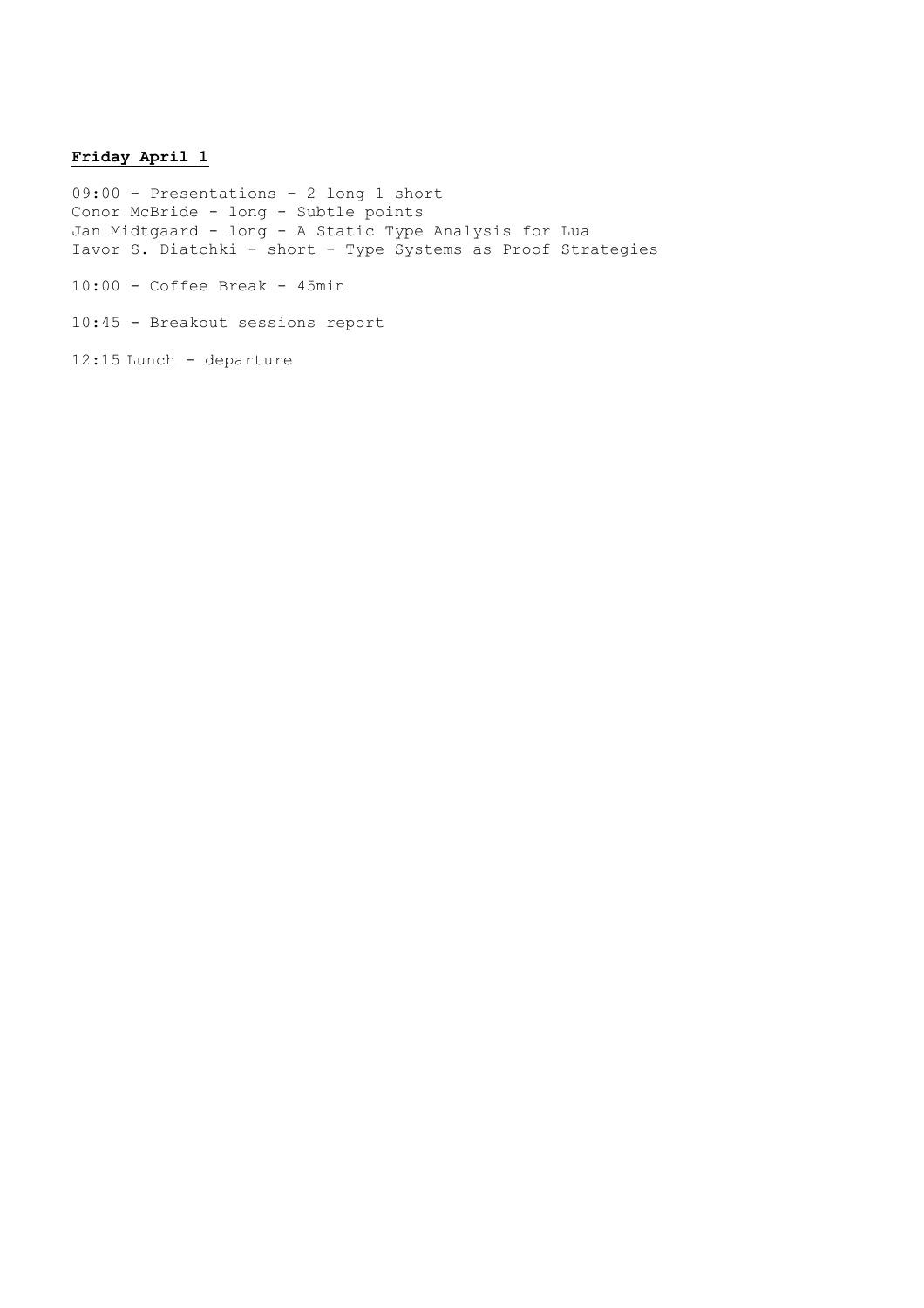**Friday April 1**

09:00 - Presentations - 2 long 1 short
Conor McBride - long - Subtle points
Jan Midtgaard - long - A Static Type Analysis for Lua
Iavor S. Diatchki - short - Type Systems as Proof Strategies

10:00 - Coffee Break - 45min

10:45 - Breakout sessions report

12:15 Lunch - departure